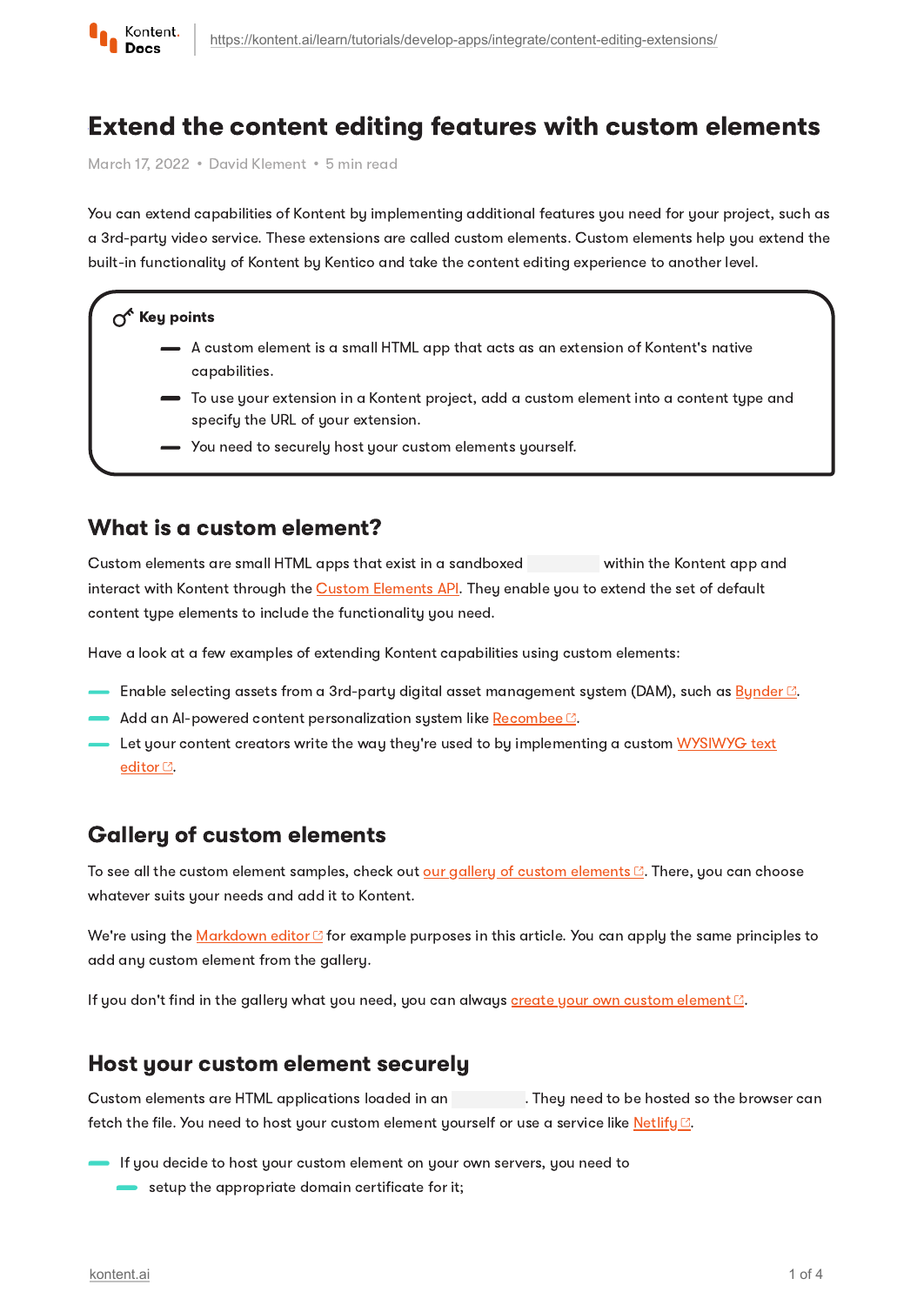# Extend the content editing features with custom elements

March 17, 2022 • David Klement • 5 min read

You can extend capabilities of Kontent by implementing additional features you need for your project, such as a 3rd-party video service. These extensions are called custom elements. Custom elements help you extend the built-in functionality of Kontent by Kentico and take the content editing experience to another level.

**Key points**

- A custom element is a small HTML app that acts as an extension of Kontent's native capabilities.
- To use your extension in a Kontent project, add a custom element into a content type and specify the URL of your extension.
- You need to securely host your custom elements yourself.

## What is a custom element?

Custom elements are small HTML apps that exist in a sandboxed within the Kontent app and interact with Kontent through the Custom Elements API. They enable you to extend the set of default content type elements to include the functionality you need.

Have a look at a few examples of extending Kontent capabilities using custom elements:

- Enable selecting assets from a 3rd-party digital asset management system (DAM), such as Bynder.
- Add an AI-powered content personalization system like Recombee.
- Let your content creators write the way they're used to by implementing a custom WYSIWYG text editor.

## Gallery of custom elements

To see all the custom element samples, check out our gallery of custom elements. There, you can choose whatever suits your needs and add it to Kontent.

We're using the Markdown editor for example purposes in this article. You can apply the same principles to add any custom element from the gallery.

If you don't find in the gallery what you need, you can always create your own custom element.

## Host your custom element securely

Custom elements are HTML applications loaded in an . They need to be hosted so the browser can fetch the file. You need to host your custom element yourself or use a service like Netlify.

- If you decide to host your custom element on your own servers, you need to
  - setup the appropriate domain certificate for it;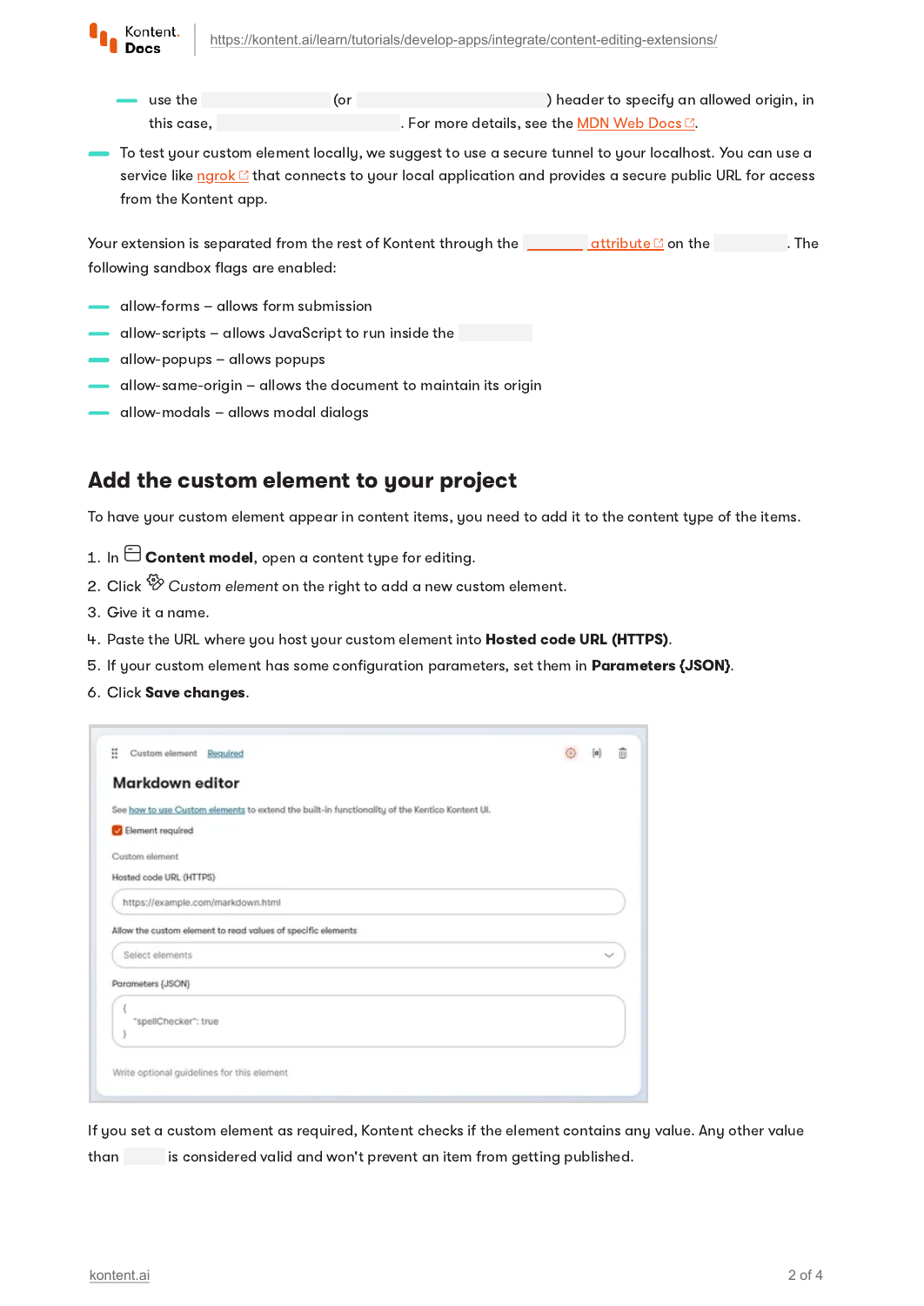- use the (or ) header to specify an allowed origin, in this case, . For more details, see the MDN Web Docs.
- To test your custom element locally, we suggest to use a secure tunnel to your localhost. You can use a service like ngrok that connects to your local application and provides a secure public URL for access from the Kontent app.

Your extension is separated from the rest of Kontent through the attribute on the . The following sandbox flags are enabled:

- allow-forms – allows form submission
- allow-scripts – allows JavaScript to run inside the
- allow-popups – allows popups
- allow-same-origin – allows the document to maintain its origin
- allow-modals – allows modal dialogs

## Add the custom element to your project

To have your custom element appear in content items, you need to add it to the content type of the items.

1. In **Content model**, open a content type for editing.
2. Click *Custom element* on the right to add a new custom element.
3. Give it a name.
4. Paste the URL where you host your custom element into **Hosted code URL (HTTPS)**.
5. If your custom element has some configuration parameters, set them in **Parameters {JSON}**.
6. Click **Save changes**.

If you set a custom element as required, Kontent checks if the element contains any value. Any other value than is considered valid and won't prevent an item from getting published.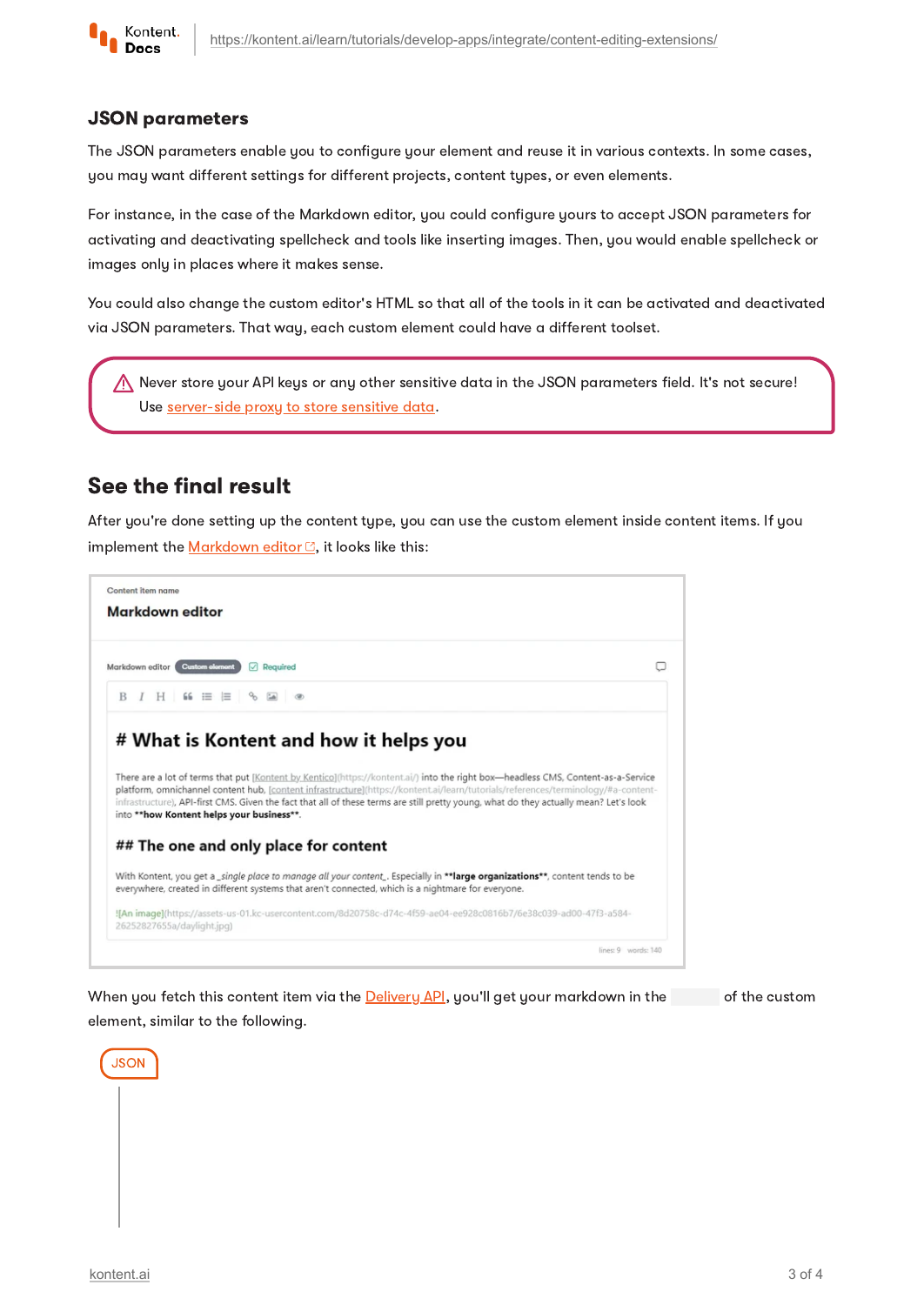### JSON parameters

The JSON parameters enable you to configure your element and reuse it in various contexts. In some cases, you may want different settings for different projects, content types, or even elements.

For instance, in the case of the Markdown editor, you could configure yours to accept JSON parameters for activating and deactivating spellcheck and tools like inserting images. Then, you would enable spellcheck or images only in places where it makes sense.

You could also change the custom editor's HTML so that all of the tools in it can be activated and deactivated via JSON parameters. That way, each custom element could have a different toolset.

> Never store your API keys or any other sensitive data in the JSON parameters field. It's not secure! Use server-side proxy to store sensitive data.

## See the final result

After you're done setting up the content type, you can use the custom element inside content items. If you implement the Markdown editor, it looks like this:

When you fetch this content item via the Delivery API, you'll get your markdown in the of the custom element, similar to the following.

JSON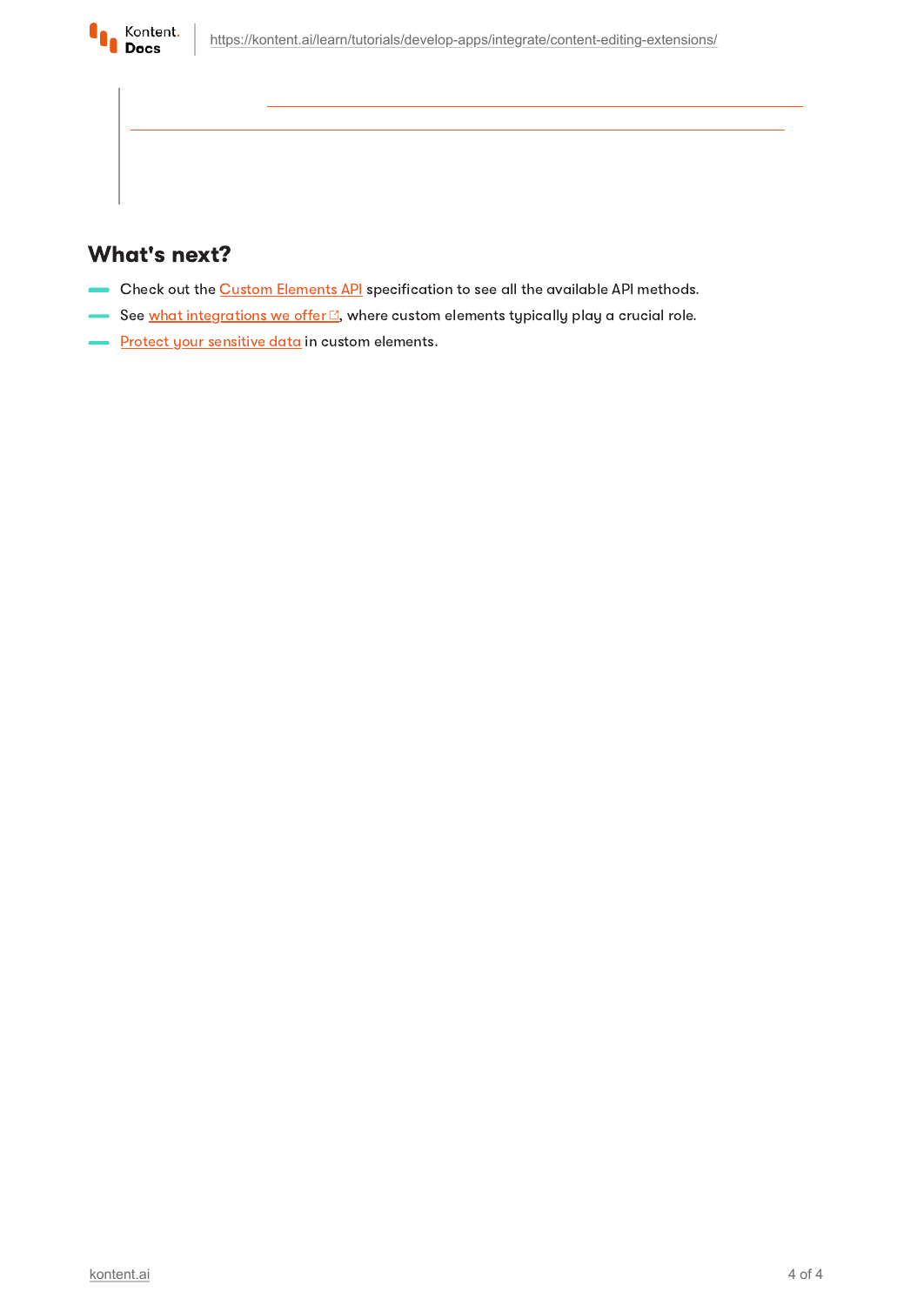## What's next?

- Check out the Custom Elements API specification to see all the available API methods.
- See what integrations we offer, where custom elements typically play a crucial role.
- Protect your sensitive data in custom elements.